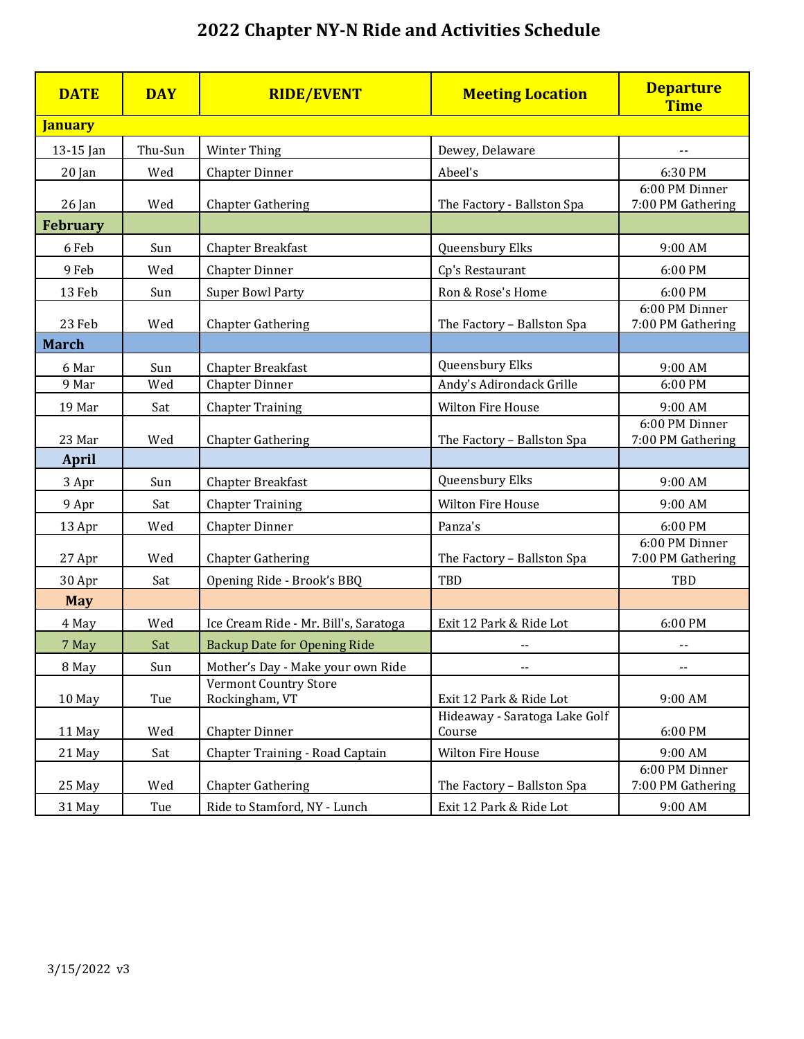# 2022 Chapter NY-N Ride and Activities Schedule

| DATE | DAY | RIDE/EVENT | Meeting Location | Departure Time |
|---|---|---|---|---|
| **January** | | | | |
| 13-15 Jan | Thu-Sun | Winter Thing | Dewey, Delaware | -- |
| 20 Jan | Wed | Chapter Dinner | Abeel's | 6:30 PM |
| 26 Jan | Wed | Chapter Gathering | The Factory - Ballston Spa | 6:00 PM Dinner 7:00 PM Gathering |
| **February** | | | | |
| 6 Feb | Sun | Chapter Breakfast | Queensbury Elks | 9:00 AM |
| 9 Feb | Wed | Chapter Dinner | Cp's Restaurant | 6:00 PM |
| 13 Feb | Sun | Super Bowl Party | Ron & Rose's Home | 6:00 PM |
| 23 Feb | Wed | Chapter Gathering | The Factory – Ballston Spa | 6:00 PM Dinner 7:00 PM Gathering |
| **March** | | | | |
| 6 Mar | Sun | Chapter Breakfast | Queensbury Elks | 9:00 AM |
| 9 Mar | Wed | Chapter Dinner | Andy's Adirondack Grille | 6:00 PM |
| 19 Mar | Sat | Chapter Training | Wilton Fire House | 9:00 AM |
| 23 Mar | Wed | Chapter Gathering | The Factory – Ballston Spa | 6:00 PM Dinner 7:00 PM Gathering |
| **April** | | | | |
| 3 Apr | Sun | Chapter Breakfast | Queensbury Elks | 9:00 AM |
| 9 Apr | Sat | Chapter Training | Wilton Fire House | 9:00 AM |
| 13 Apr | Wed | Chapter Dinner | Panza's | 6:00 PM |
| 27 Apr | Wed | Chapter Gathering | The Factory – Ballston Spa | 6:00 PM Dinner 7:00 PM Gathering |
| 30 Apr | Sat | Opening Ride - Brook's BBQ | TBD | TBD |
| **May** | | | | |
| 4 May | Wed | Ice Cream Ride - Mr. Bill's, Saratoga | Exit 12 Park & Ride Lot | 6:00 PM |
| 7 May | Sat | Backup Date for Opening Ride | -- | -- |
| 8 May | Sun | Mother's Day - Make your own Ride | -- | -- |
| 10 May | Tue | Vermont Country Store Rockingham, VT | Exit 12 Park & Ride Lot | 9:00 AM |
| 11 May | Wed | Chapter Dinner | Hideaway - Saratoga Lake Golf Course | 6:00 PM |
| 21 May | Sat | Chapter Training - Road Captain | Wilton Fire House | 9:00 AM |
| 25 May | Wed | Chapter Gathering | The Factory – Ballston Spa | 6:00 PM Dinner 7:00 PM Gathering |
| 31 May | Tue | Ride to Stamford, NY - Lunch | Exit 12 Park & Ride Lot | 9:00 AM |

3/15/2022 v3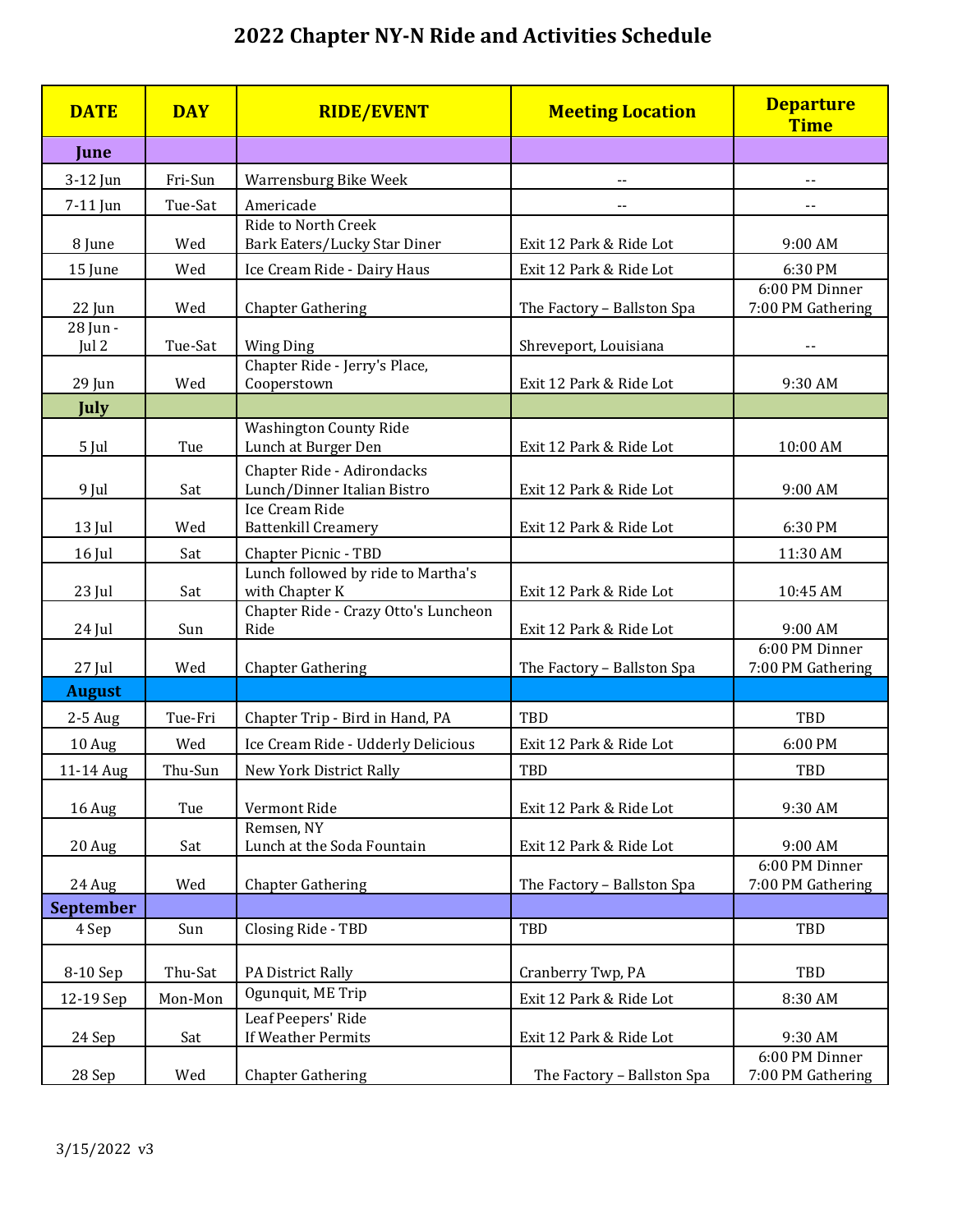# 2022 Chapter NY-N Ride and Activities Schedule

| DATE | DAY | RIDE/EVENT | Meeting Location | Departure Time |
|---|---|---|---|---|
| **June** | | | | |
| 3-12 Jun | Fri-Sun | Warrensburg Bike Week | -- | -- |
| 7-11 Jun | Tue-Sat | Americade | -- | -- |
| 8 June | Wed | Ride to North Creek<br>Bark Eaters/Lucky Star Diner | Exit 12 Park & Ride Lot | 9:00 AM |
| 15 June | Wed | Ice Cream Ride - Dairy Haus | Exit 12 Park & Ride Lot | 6:30 PM |
| 22 Jun | Wed | Chapter Gathering | The Factory – Ballston Spa | 6:00 PM Dinner<br>7:00 PM Gathering |
| 28 Jun - Jul 2 | Tue-Sat | Wing Ding | Shreveport, Louisiana | -- |
| 29 Jun | Wed | Chapter Ride - Jerry's Place, Cooperstown | Exit 12 Park & Ride Lot | 9:30 AM |
| **July** | | | | |
| 5 Jul | Tue | Washington County Ride<br>Lunch at Burger Den | Exit 12 Park & Ride Lot | 10:00 AM |
| 9 Jul | Sat | Chapter Ride - Adirondacks<br>Lunch/Dinner Italian Bistro | Exit 12 Park & Ride Lot | 9:00 AM |
| 13 Jul | Wed | Ice Cream Ride<br>Battenkill Creamery | Exit 12 Park & Ride Lot | 6:30 PM |
| 16 Jul | Sat | Chapter Picnic - TBD | | 11:30 AM |
| 23 Jul | Sat | Lunch followed by ride to Martha's with Chapter K | Exit 12 Park & Ride Lot | 10:45 AM |
| 24 Jul | Sun | Chapter Ride - Crazy Otto's Luncheon Ride | Exit 12 Park & Ride Lot | 9:00 AM |
| 27 Jul | Wed | Chapter Gathering | The Factory – Ballston Spa | 6:00 PM Dinner<br>7:00 PM Gathering |
| **August** | | | | |
| 2-5 Aug | Tue-Fri | Chapter Trip - Bird in Hand, PA | TBD | TBD |
| 10 Aug | Wed | Ice Cream Ride - Udderly Delicious | Exit 12 Park & Ride Lot | 6:00 PM |
| 11-14 Aug | Thu-Sun | New York District Rally | TBD | TBD |
| 16 Aug | Tue | Vermont Ride | Exit 12 Park & Ride Lot | 9:30 AM |
| 20 Aug | Sat | Remsen, NY<br>Lunch at the Soda Fountain | Exit 12 Park & Ride Lot | 9:00 AM |
| 24 Aug | Wed | Chapter Gathering | The Factory – Ballston Spa | 6:00 PM Dinner<br>7:00 PM Gathering |
| **September** | | | | |
| 4 Sep | Sun | Closing Ride - TBD | TBD | TBD |
| 8-10 Sep | Thu-Sat | PA District Rally | Cranberry Twp, PA | TBD |
| 12-19 Sep | Mon-Mon | Ogunquit, ME Trip | Exit 12 Park & Ride Lot | 8:30 AM |
| 24 Sep | Sat | Leaf Peepers' Ride<br>If Weather Permits | Exit 12 Park & Ride Lot | 9:30 AM |
| 28 Sep | Wed | Chapter Gathering | The Factory – Ballston Spa | 6:00 PM Dinner<br>7:00 PM Gathering |

3/15/2022 v3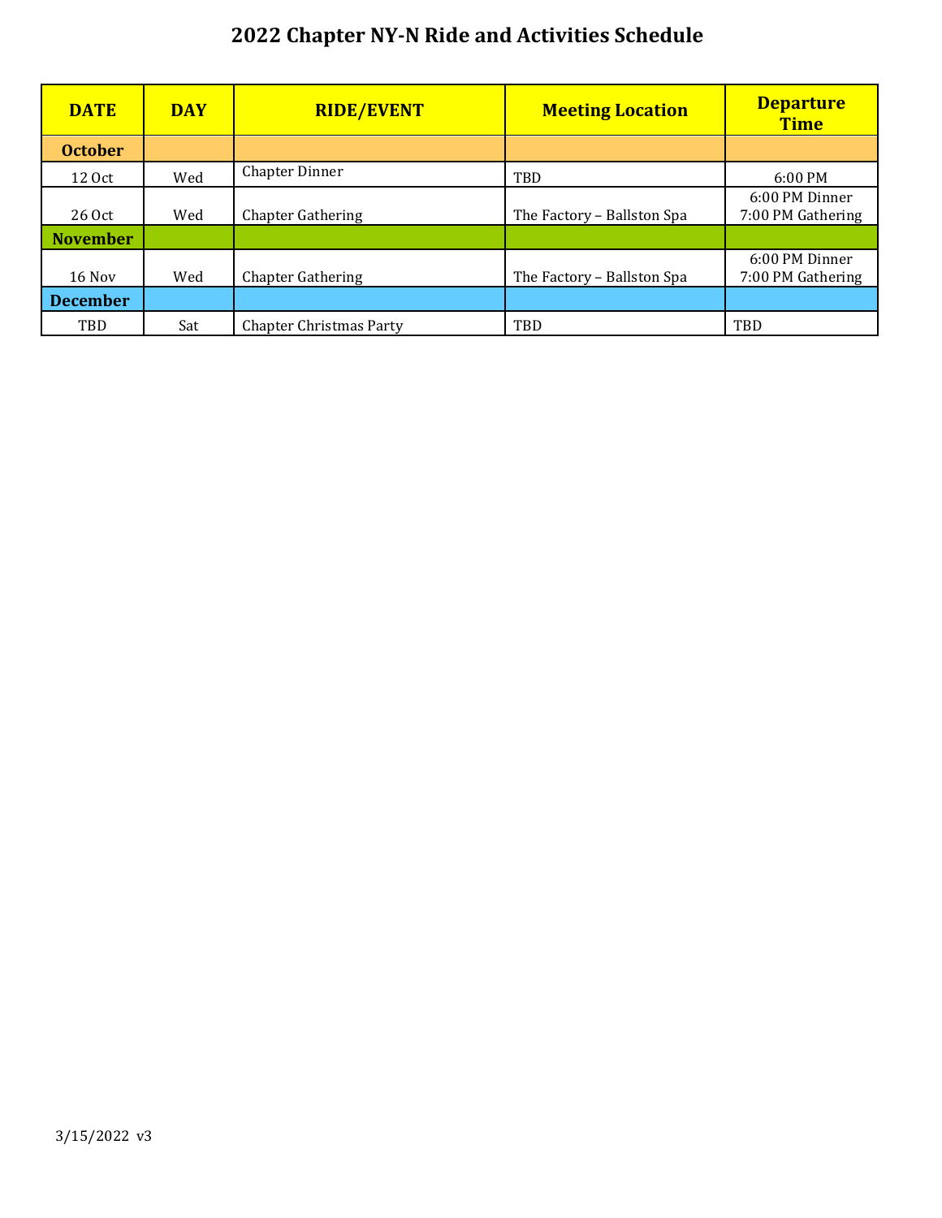# 2022 Chapter NY-N Ride and Activities Schedule

| DATE | DAY | RIDE/EVENT | Meeting Location | Departure Time |
|---|---|---|---|---|
| **October** | | | | |
| 12 Oct | Wed | Chapter Dinner | TBD | 6:00 PM |
| 26 Oct | Wed | Chapter Gathering | The Factory – Ballston Spa | 6:00 PM Dinner<br>7:00 PM Gathering |
| **November** | | | | |
| 16 Nov | Wed | Chapter Gathering | The Factory – Ballston Spa | 6:00 PM Dinner<br>7:00 PM Gathering |
| **December** | | | | |
| TBD | Sat | Chapter Christmas Party | TBD | TBD |

3/15/2022 v3